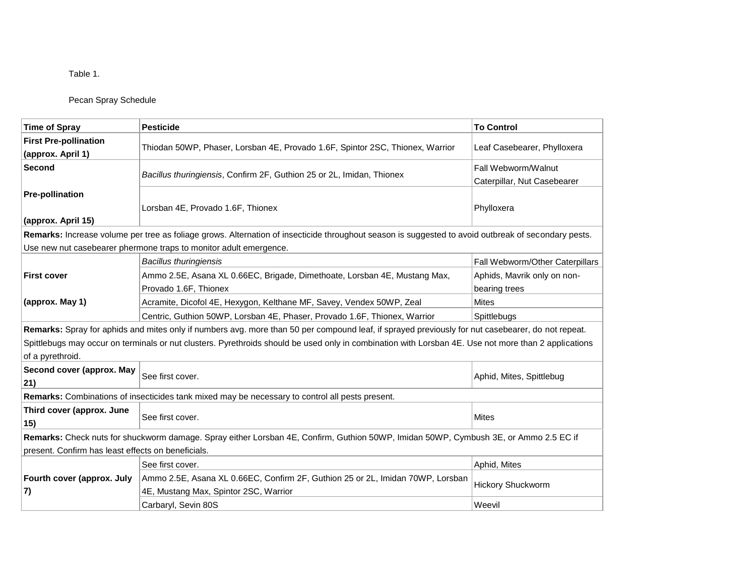Table 1.

Pecan Spray Schedule

| Time of Spray | Pesticide | To Control |
| --- | --- | --- |
| **First Pre-pollination (approx. April 1)** | Thiodan 50WP, Phaser, Lorsban 4E, Provado 1.6F, Spintor 2SC, Thionex, Warrior | Leaf Casebearer, Phylloxera |
| **Second Pre-pollination (approx. April 15)** | *Bacillus thuringiensis*, Confirm 2F, Guthion 25 or 2L, Imidan, Thionex | Fall Webworm/Walnut Caterpillar, Nut Casebearer |
| | Lorsban 4E, Provado 1.6F, Thionex | Phylloxera |
| **Remarks:** Increase volume per tree as foliage grows. Alternation of insecticide throughout season is suggested to avoid outbreak of secondary pests. Use new nut casebearer phermone traps to monitor adult emergence. | | |
| **First cover (approx. May 1)** | *Bacillus thuringiensis* | Fall Webworm/Other Caterpillars |
| | Ammo 2.5E, Asana XL 0.66EC, Brigade, Dimethoate, Lorsban 4E, Mustang Max, Provado 1.6F, Thionex | Aphids, Mavrik only on non-bearing trees |
| | Acramite, Dicofol 4E, Hexygon, Kelthane MF, Savey, Vendex 50WP, Zeal | Mites |
| | Centric, Guthion 50WP, Lorsban 4E, Phaser, Provado 1.6F, Thionex, Warrior | Spittlebugs |
| **Remarks:** Spray for aphids and mites only if numbers avg. more than 50 per compound leaf, if sprayed previously for nut casebearer, do not repeat. Spittlebugs may occur on terminals or nut clusters. Pyrethroids should be used only in combination with Lorsban 4E. Use not more than 2 applications of a pyrethroid. | | |
| **Second cover (approx. May 21)** | See first cover. | Aphid, Mites, Spittlebug |
| **Remarks:** Combinations of insecticides tank mixed may be necessary to control all pests present. | | |
| **Third cover (approx. June 15)** | See first cover. | Mites |
| **Remarks:** Check nuts for shuckworm damage. Spray either Lorsban 4E, Confirm, Guthion 50WP, Imidan 50WP, Cymbush 3E, or Ammo 2.5 EC if present. Confirm has least effects on beneficials. | | |
| **Fourth cover (approx. July 7)** | See first cover. | Aphid, Mites |
| | Ammo 2.5E, Asana XL 0.66EC, Confirm 2F, Guthion 25 or 2L, Imidan 70WP, Lorsban 4E, Mustang Max, Spintor 2SC, Warrior | Hickory Shuckworm |
| | Carbaryl, Sevin 80S | Weevil |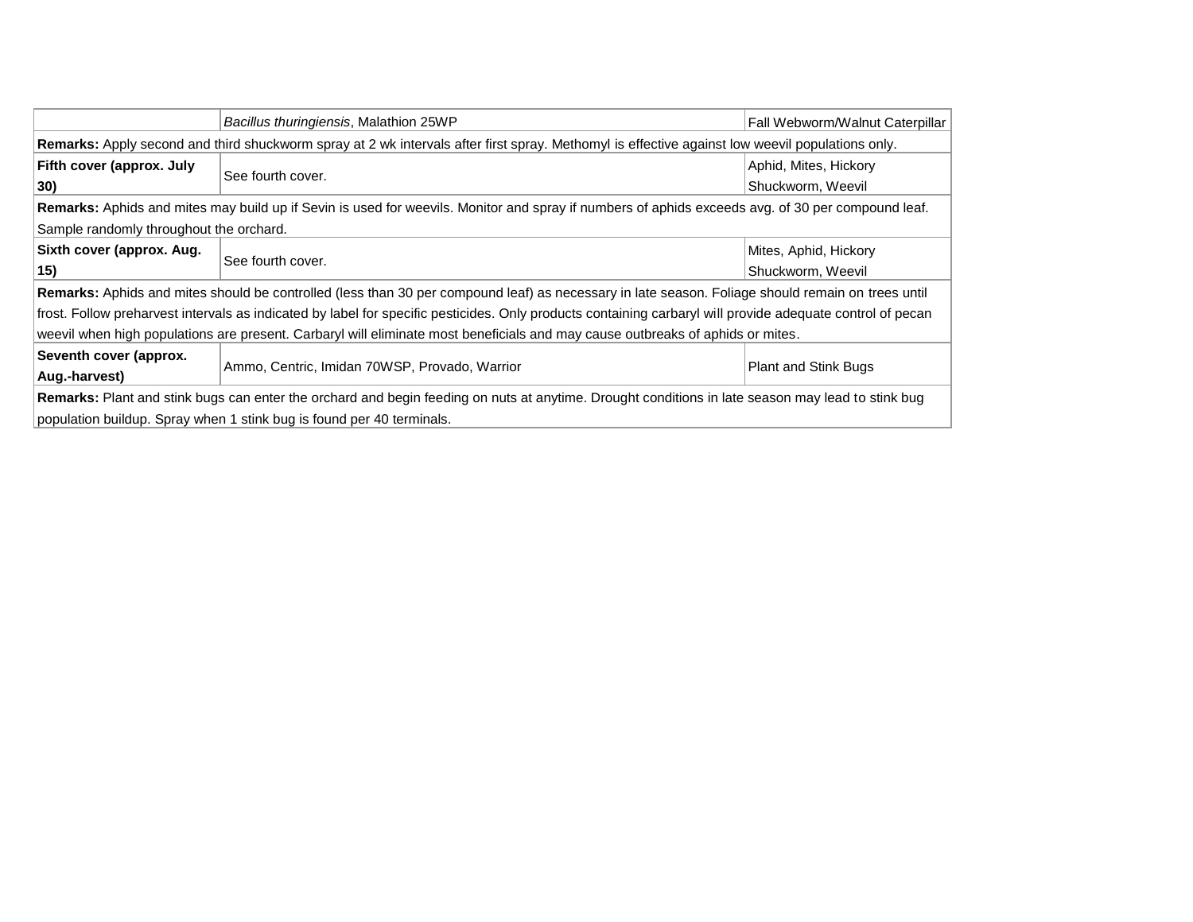| | | |
|---|---|---|
| | *Bacillus thuringiensis*, Malathion 25WP | Fall Webworm/Walnut Caterpillar |
| **Remarks:** Apply second and third shuckworm spray at 2 wk intervals after first spray. Methomyl is effective against low weevil populations only. | | |
| **Fifth cover (approx. July 30)** | See fourth cover. | Aphid, Mites, Hickory Shuckworm, Weevil |
| **Remarks:** Aphids and mites may build up if Sevin is used for weevils. Monitor and spray if numbers of aphids exceeds avg. of 30 per compound leaf. Sample randomly throughout the orchard. | | |
| **Sixth cover (approx. Aug. 15)** | See fourth cover. | Mites, Aphid, Hickory Shuckworm, Weevil |
| **Remarks:** Aphids and mites should be controlled (less than 30 per compound leaf) as necessary in late season. Foliage should remain on trees until frost. Follow preharvest intervals as indicated by label for specific pesticides. Only products containing carbaryl will provide adequate control of pecan weevil when high populations are present. Carbaryl will eliminate most beneficials and may cause outbreaks of aphids or mites. | | |
| **Seventh cover (approx. Aug.-harvest)** | Ammo, Centric, Imidan 70WSP, Provado, Warrior | Plant and Stink Bugs |
| **Remarks:** Plant and stink bugs can enter the orchard and begin feeding on nuts at anytime. Drought conditions in late season may lead to stink bug population buildup. Spray when 1 stink bug is found per 40 terminals. | | |